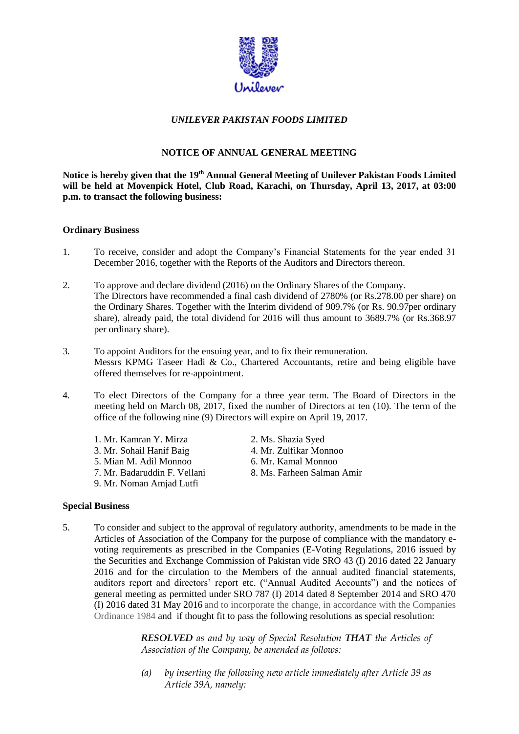*UNILEVER PAKISTAN FOODS LIMITED*

## NOTICE OF ANNUAL GENERAL MEETING

**Notice is hereby given that the 19th Annual General Meeting of Unilever Pakistan Foods Limited will be held at Movenpick Hotel, Club Road, Karachi, on Thursday, April 13, 2017, at 03:00 p.m. to transact the following business:**

### Ordinary Business

1. To receive, consider and adopt the Company's Financial Statements for the year ended 31 December 2016, together with the Reports of the Auditors and Directors thereon.

2. To approve and declare dividend (2016) on the Ordinary Shares of the Company.
   The Directors have recommended a final cash dividend of 2780% (or Rs.278.00 per share) on the Ordinary Shares. Together with the Interim dividend of 909.7% (or Rs. 90.97per ordinary share), already paid, the total dividend for 2016 will thus amount to 3689.7% (or Rs.368.97 per ordinary share).

3. To appoint Auditors for the ensuing year, and to fix their remuneration.
   Messrs KPMG Taseer Hadi & Co., Chartered Accountants, retire and being eligible have offered themselves for re-appointment.

4. To elect Directors of the Company for a three year term. The Board of Directors in the meeting held on March 08, 2017, fixed the number of Directors at ten (10). The term of the office of the following nine (9) Directors will expire on April 19, 2017.

   1. Mr. Kamran Y. Mirza
   2. Ms. Shazia Syed
   3. Mr. Sohail Hanif Baig
   4. Mr. Zulfikar Monnoo
   5. Mian M. Adil Monnoo
   6. Mr. Kamal Monnoo
   7. Mr. Badaruddin F. Vellani
   8. Ms. Farheen Salman Amir
   9. Mr. Noman Amjad Lutfi

### Special Business

5. To consider and subject to the approval of regulatory authority, amendments to be made in the Articles of Association of the Company for the purpose of compliance with the mandatory e-voting requirements as prescribed in the Companies (E-Voting Regulations, 2016 issued by the Securities and Exchange Commission of Pakistan vide SRO 43 (I) 2016 dated 22 January 2016 and for the circulation to the Members of the annual audited financial statements, auditors report and directors' report etc. ("Annual Audited Accounts") and the notices of general meeting as permitted under SRO 787 (I) 2014 dated 8 September 2014 and SRO 470 (I) 2016 dated 31 May 2016 and to incorporate the change, in accordance with the Companies Ordinance 1984 and if thought fit to pass the following resolutions as special resolution:

   ***RESOLVED*** *as and by way of Special Resolution* ***THAT*** *the Articles of Association of the Company, be amended as follows:*

   *(a) by inserting the following new article immediately after Article 39 as Article 39A, namely:*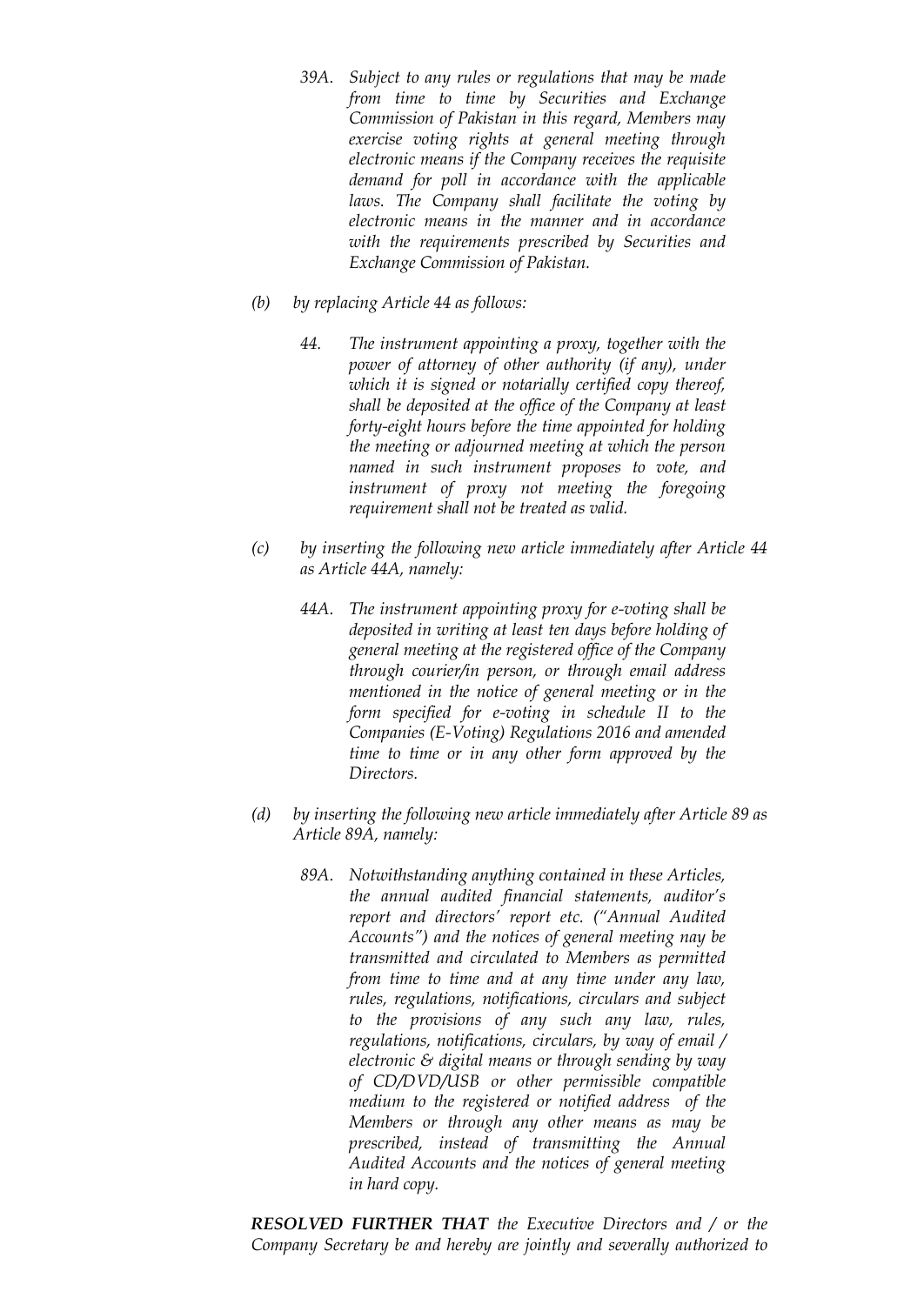*39A. Subject to any rules or regulations that may be made from time to time by Securities and Exchange Commission of Pakistan in this regard, Members may exercise voting rights at general meeting through electronic means if the Company receives the requisite demand for poll in accordance with the applicable laws. The Company shall facilitate the voting by electronic means in the manner and in accordance with the requirements prescribed by Securities and Exchange Commission of Pakistan.*

*(b) by replacing Article 44 as follows:*

*44. The instrument appointing a proxy, together with the power of attorney of other authority (if any), under which it is signed or notarially certified copy thereof, shall be deposited at the office of the Company at least forty-eight hours before the time appointed for holding the meeting or adjourned meeting at which the person named in such instrument proposes to vote, and instrument of proxy not meeting the foregoing requirement shall not be treated as valid.*

*(c) by inserting the following new article immediately after Article 44 as Article 44A, namely:*

*44A. The instrument appointing proxy for e-voting shall be deposited in writing at least ten days before holding of general meeting at the registered office of the Company through courier/in person, or through email address mentioned in the notice of general meeting or in the form specified for e-voting in schedule II to the Companies (E-Voting) Regulations 2016 and amended time to time or in any other form approved by the Directors.*

*(d) by inserting the following new article immediately after Article 89 as Article 89A, namely:*

*89A. Notwithstanding anything contained in these Articles, the annual audited financial statements, auditor's report and directors' report etc. ("Annual Audited Accounts") and the notices of general meeting nay be transmitted and circulated to Members as permitted from time to time and at any time under any law, rules, regulations, notifications, circulars and subject to the provisions of any such any law, rules, regulations, notifications, circulars, by way of email / electronic & digital means or through sending by way of CD/DVD/USB or other permissible compatible medium to the registered or notified address of the Members or through any other means as may be prescribed, instead of transmitting the Annual Audited Accounts and the notices of general meeting in hard copy.*

***RESOLVED FURTHER THAT** the Executive Directors and / or the Company Secretary be and hereby are jointly and severally authorized to*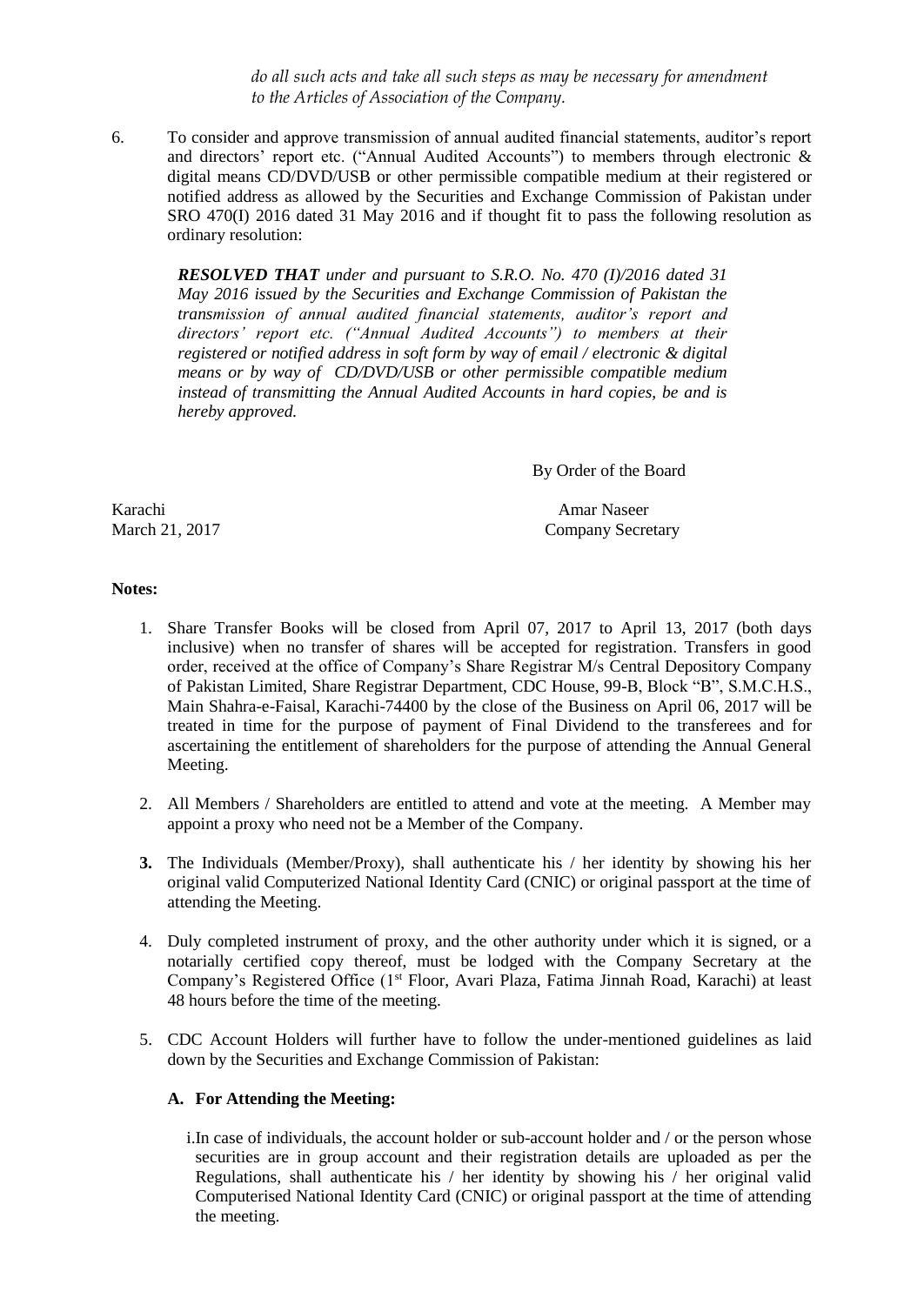*do all such acts and take all such steps as may be necessary for amendment to the Articles of Association of the Company.*

6. To consider and approve transmission of annual audited financial statements, auditor's report and directors' report etc. ("Annual Audited Accounts") to members through electronic & digital means CD/DVD/USB or other permissible compatible medium at their registered or notified address as allowed by the Securities and Exchange Commission of Pakistan under SRO 470(I) 2016 dated 31 May 2016 and if thought fit to pass the following resolution as ordinary resolution:

   ***RESOLVED THAT*** *under and pursuant to S.R.O. No. 470 (I)/2016 dated 31 May 2016 issued by the Securities and Exchange Commission of Pakistan the transmission of annual audited financial statements, auditor's report and directors' report etc. ("Annual Audited Accounts") to members at their registered or notified address in soft form by way of email / electronic & digital means or by way of CD/DVD/USB or other permissible compatible medium instead of transmitting the Annual Audited Accounts in hard copies, be and is hereby approved.*

By Order of the Board

Karachi
March 21, 2017

Amar Naseer
Company Secretary

**Notes:**

1. Share Transfer Books will be closed from April 07, 2017 to April 13, 2017 (both days inclusive) when no transfer of shares will be accepted for registration. Transfers in good order, received at the office of Company's Share Registrar M/s Central Depository Company of Pakistan Limited, Share Registrar Department, CDC House, 99-B, Block "B", S.M.C.H.S., Main Shahra-e-Faisal, Karachi-74400 by the close of the Business on April 06, 2017 will be treated in time for the purpose of payment of Final Dividend to the transferees and for ascertaining the entitlement of shareholders for the purpose of attending the Annual General Meeting.

2. All Members / Shareholders are entitled to attend and vote at the meeting. A Member may appoint a proxy who need not be a Member of the Company.

3. The Individuals (Member/Proxy), shall authenticate his / her identity by showing his her original valid Computerized National Identity Card (CNIC) or original passport at the time of attending the Meeting.

4. Duly completed instrument of proxy, and the other authority under which it is signed, or a notarially certified copy thereof, must be lodged with the Company Secretary at the Company's Registered Office (1st Floor, Avari Plaza, Fatima Jinnah Road, Karachi) at least 48 hours before the time of the meeting.

5. CDC Account Holders will further have to follow the under-mentioned guidelines as laid down by the Securities and Exchange Commission of Pakistan:

   **A. For Attending the Meeting:**

   i. In case of individuals, the account holder or sub-account holder and / or the person whose securities are in group account and their registration details are uploaded as per the Regulations, shall authenticate his / her identity by showing his / her original valid Computerised National Identity Card (CNIC) or original passport at the time of attending the meeting.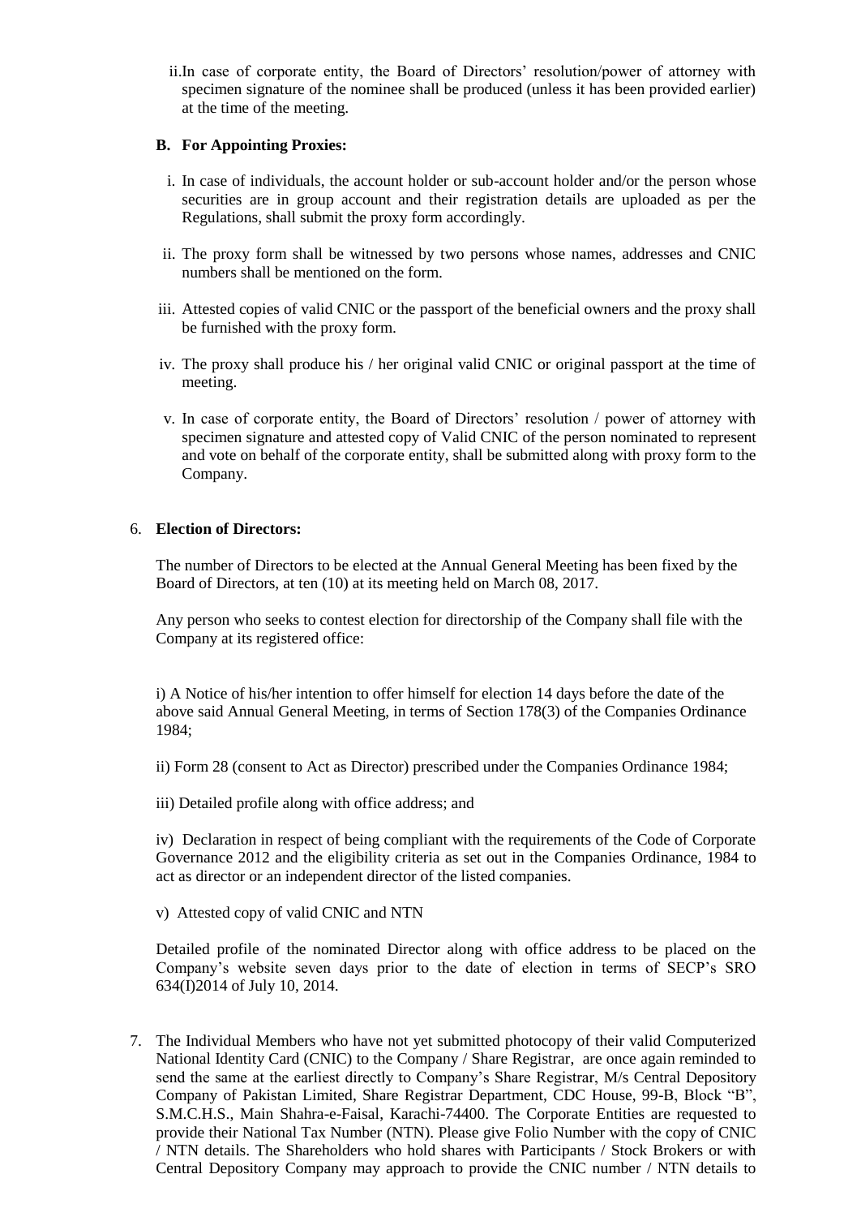ii. In case of corporate entity, the Board of Directors' resolution/power of attorney with specimen signature of the nominee shall be produced (unless it has been provided earlier) at the time of the meeting.

**B. For Appointing Proxies:**

i. In case of individuals, the account holder or sub-account holder and/or the person whose securities are in group account and their registration details are uploaded as per the Regulations, shall submit the proxy form accordingly.

ii. The proxy form shall be witnessed by two persons whose names, addresses and CNIC numbers shall be mentioned on the form.

iii. Attested copies of valid CNIC or the passport of the beneficial owners and the proxy shall be furnished with the proxy form.

iv. The proxy shall produce his / her original valid CNIC or original passport at the time of meeting.

v. In case of corporate entity, the Board of Directors' resolution / power of attorney with specimen signature and attested copy of Valid CNIC of the person nominated to represent and vote on behalf of the corporate entity, shall be submitted along with proxy form to the Company.

6. **Election of Directors:**

The number of Directors to be elected at the Annual General Meeting has been fixed by the Board of Directors, at ten (10) at its meeting held on March 08, 2017.

Any person who seeks to contest election for directorship of the Company shall file with the Company at its registered office:

i) A Notice of his/her intention to offer himself for election 14 days before the date of the above said Annual General Meeting, in terms of Section 178(3) of the Companies Ordinance 1984;

ii) Form 28 (consent to Act as Director) prescribed under the Companies Ordinance 1984;

iii) Detailed profile along with office address; and

iv) Declaration in respect of being compliant with the requirements of the Code of Corporate Governance 2012 and the eligibility criteria as set out in the Companies Ordinance, 1984 to act as director or an independent director of the listed companies.

v) Attested copy of valid CNIC and NTN

Detailed profile of the nominated Director along with office address to be placed on the Company's website seven days prior to the date of election in terms of SECP's SRO 634(I)2014 of July 10, 2014.

7. The Individual Members who have not yet submitted photocopy of their valid Computerized National Identity Card (CNIC) to the Company / Share Registrar, are once again reminded to send the same at the earliest directly to Company's Share Registrar, M/s Central Depository Company of Pakistan Limited, Share Registrar Department, CDC House, 99-B, Block "B", S.M.C.H.S., Main Shahra-e-Faisal, Karachi-74400. The Corporate Entities are requested to provide their National Tax Number (NTN). Please give Folio Number with the copy of CNIC / NTN details. The Shareholders who hold shares with Participants / Stock Brokers or with Central Depository Company may approach to provide the CNIC number / NTN details to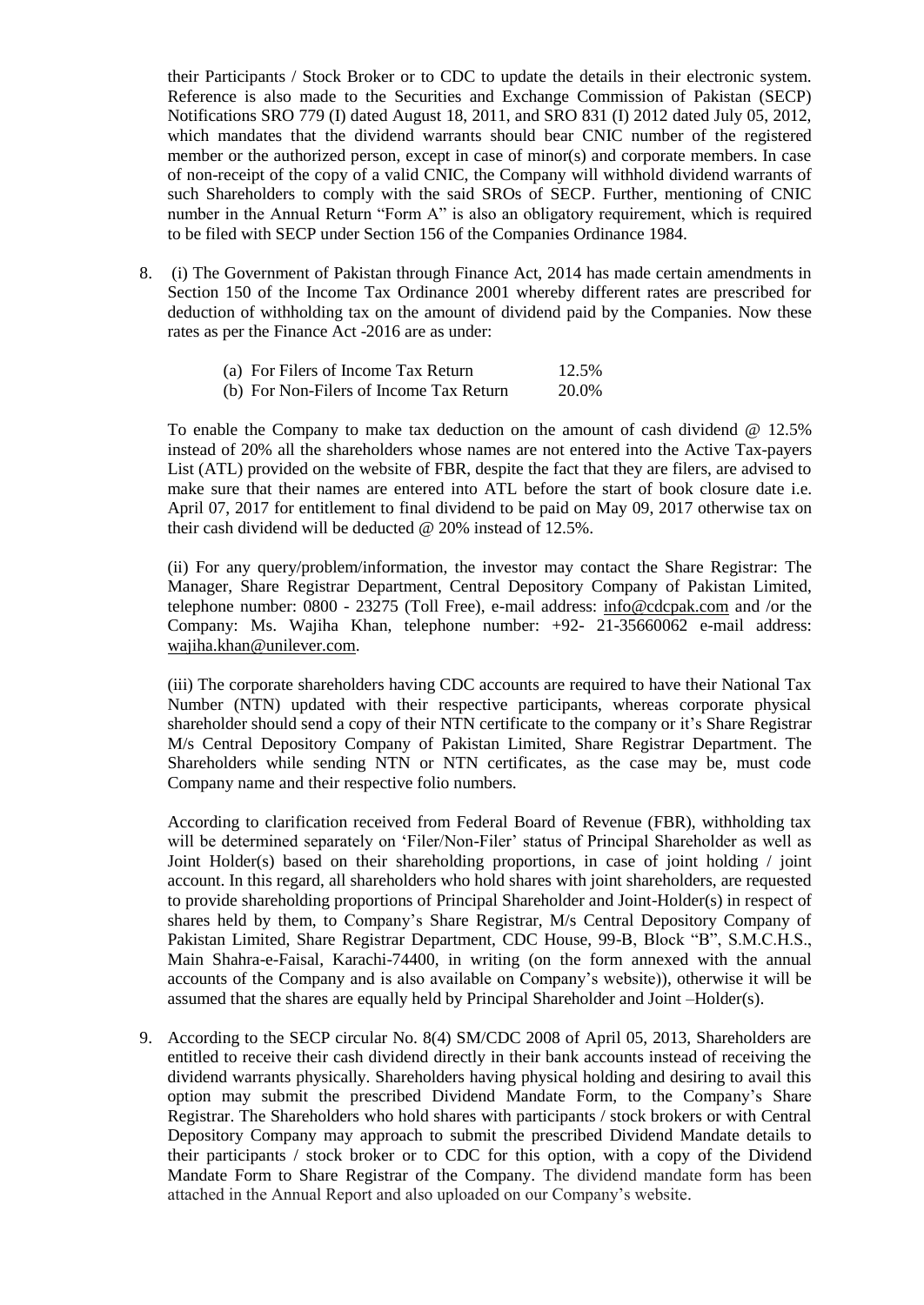their Participants / Stock Broker or to CDC to update the details in their electronic system. Reference is also made to the Securities and Exchange Commission of Pakistan (SECP) Notifications SRO 779 (I) dated August 18, 2011, and SRO 831 (I) 2012 dated July 05, 2012, which mandates that the dividend warrants should bear CNIC number of the registered member or the authorized person, except in case of minor(s) and corporate members. In case of non-receipt of the copy of a valid CNIC, the Company will withhold dividend warrants of such Shareholders to comply with the said SROs of SECP. Further, mentioning of CNIC number in the Annual Return "Form A" is also an obligatory requirement, which is required to be filed with SECP under Section 156 of the Companies Ordinance 1984.

8. (i) The Government of Pakistan through Finance Act, 2014 has made certain amendments in Section 150 of the Income Tax Ordinance 2001 whereby different rates are prescribed for deduction of withholding tax on the amount of dividend paid by the Companies. Now these rates as per the Finance Act -2016 are as under:

   | | |
   |---|---|
   | (a) For Filers of Income Tax Return | 12.5% |
   | (b) For Non-Filers of Income Tax Return | 20.0% |

   To enable the Company to make tax deduction on the amount of cash dividend @ 12.5% instead of 20% all the shareholders whose names are not entered into the Active Tax-payers List (ATL) provided on the website of FBR, despite the fact that they are filers, are advised to make sure that their names are entered into ATL before the start of book closure date i.e. April 07, 2017 for entitlement to final dividend to be paid on May 09, 2017 otherwise tax on their cash dividend will be deducted @ 20% instead of 12.5%.

   (ii) For any query/problem/information, the investor may contact the Share Registrar: The Manager, Share Registrar Department, Central Depository Company of Pakistan Limited, telephone number: 0800 - 23275 (Toll Free), e-mail address: info@cdcpak.com and /or the Company: Ms. Wajiha Khan, telephone number: +92- 21-35660062 e-mail address: wajiha.khan@unilever.com.

   (iii) The corporate shareholders having CDC accounts are required to have their National Tax Number (NTN) updated with their respective participants, whereas corporate physical shareholder should send a copy of their NTN certificate to the company or it's Share Registrar M/s Central Depository Company of Pakistan Limited, Share Registrar Department. The Shareholders while sending NTN or NTN certificates, as the case may be, must code Company name and their respective folio numbers.

   According to clarification received from Federal Board of Revenue (FBR), withholding tax will be determined separately on 'Filer/Non-Filer' status of Principal Shareholder as well as Joint Holder(s) based on their shareholding proportions, in case of joint holding / joint account. In this regard, all shareholders who hold shares with joint shareholders, are requested to provide shareholding proportions of Principal Shareholder and Joint-Holder(s) in respect of shares held by them, to Company's Share Registrar, M/s Central Depository Company of Pakistan Limited, Share Registrar Department, CDC House, 99-B, Block "B", S.M.C.H.S., Main Shahra-e-Faisal, Karachi-74400, in writing (on the form annexed with the annual accounts of the Company and is also available on Company's website)), otherwise it will be assumed that the shares are equally held by Principal Shareholder and Joint –Holder(s).

9. According to the SECP circular No. 8(4) SM/CDC 2008 of April 05, 2013, Shareholders are entitled to receive their cash dividend directly in their bank accounts instead of receiving the dividend warrants physically. Shareholders having physical holding and desiring to avail this option may submit the prescribed Dividend Mandate Form, to the Company's Share Registrar. The Shareholders who hold shares with participants / stock brokers or with Central Depository Company may approach to submit the prescribed Dividend Mandate details to their participants / stock broker or to CDC for this option, with a copy of the Dividend Mandate Form to Share Registrar of the Company. The dividend mandate form has been attached in the Annual Report and also uploaded on our Company's website.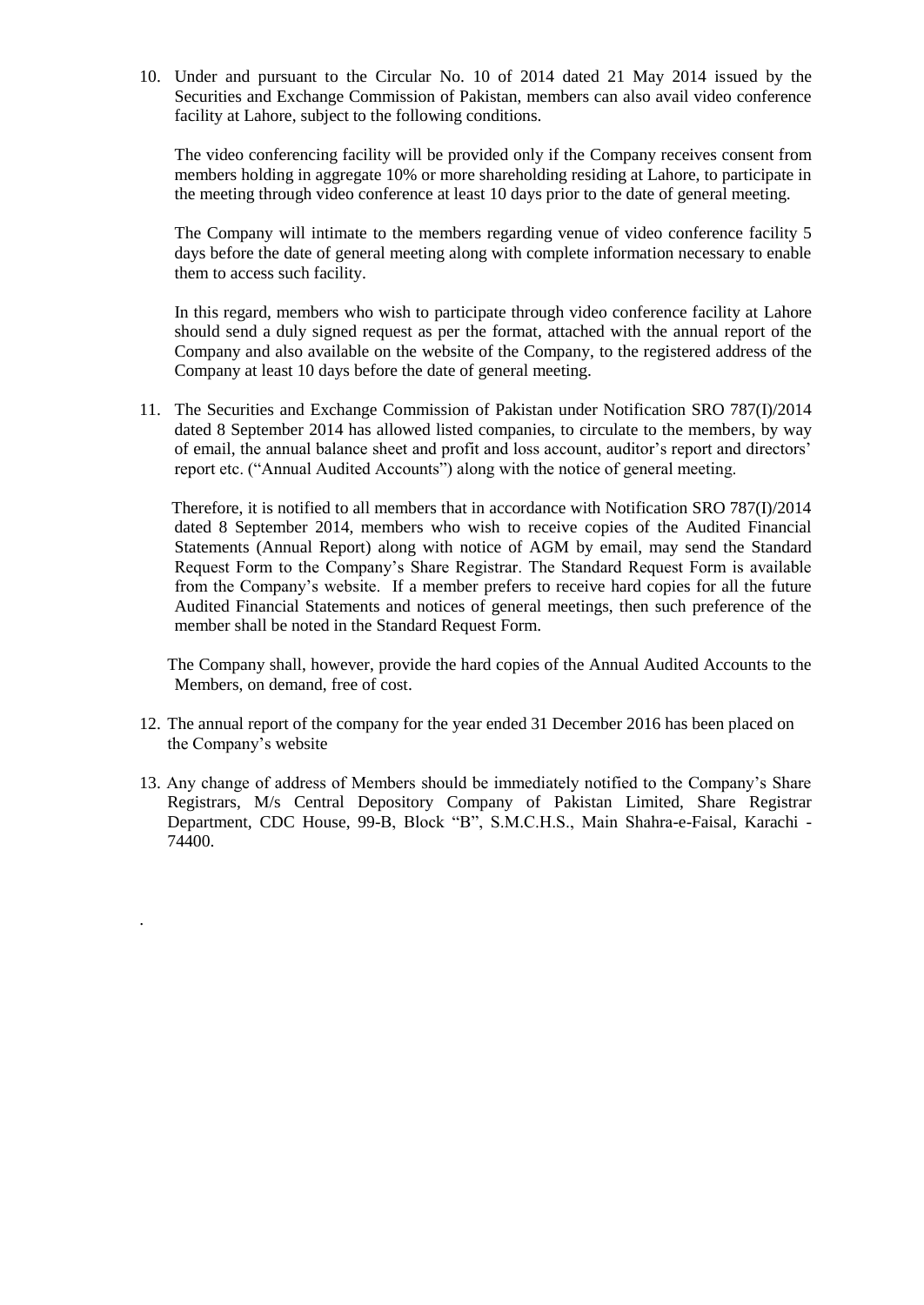10. Under and pursuant to the Circular No. 10 of 2014 dated 21 May 2014 issued by the Securities and Exchange Commission of Pakistan, members can also avail video conference facility at Lahore, subject to the following conditions.

    The video conferencing facility will be provided only if the Company receives consent from members holding in aggregate 10% or more shareholding residing at Lahore, to participate in the meeting through video conference at least 10 days prior to the date of general meeting.

    The Company will intimate to the members regarding venue of video conference facility 5 days before the date of general meeting along with complete information necessary to enable them to access such facility.

    In this regard, members who wish to participate through video conference facility at Lahore should send a duly signed request as per the format, attached with the annual report of the Company and also available on the website of the Company, to the registered address of the Company at least 10 days before the date of general meeting.

11. The Securities and Exchange Commission of Pakistan under Notification SRO 787(I)/2014 dated 8 September 2014 has allowed listed companies, to circulate to the members, by way of email, the annual balance sheet and profit and loss account, auditor's report and directors' report etc. ("Annual Audited Accounts") along with the notice of general meeting.

    Therefore, it is notified to all members that in accordance with Notification SRO 787(I)/2014 dated 8 September 2014, members who wish to receive copies of the Audited Financial Statements (Annual Report) along with notice of AGM by email, may send the Standard Request Form to the Company's Share Registrar. The Standard Request Form is available from the Company's website. If a member prefers to receive hard copies for all the future Audited Financial Statements and notices of general meetings, then such preference of the member shall be noted in the Standard Request Form.

    The Company shall, however, provide the hard copies of the Annual Audited Accounts to the Members, on demand, free of cost.

12. The annual report of the company for the year ended 31 December 2016 has been placed on the Company's website

13. Any change of address of Members should be immediately notified to the Company's Share Registrars, M/s Central Depository Company of Pakistan Limited, Share Registrar Department, CDC House, 99-B, Block "B", S.M.C.H.S., Main Shahra-e-Faisal, Karachi - 74400.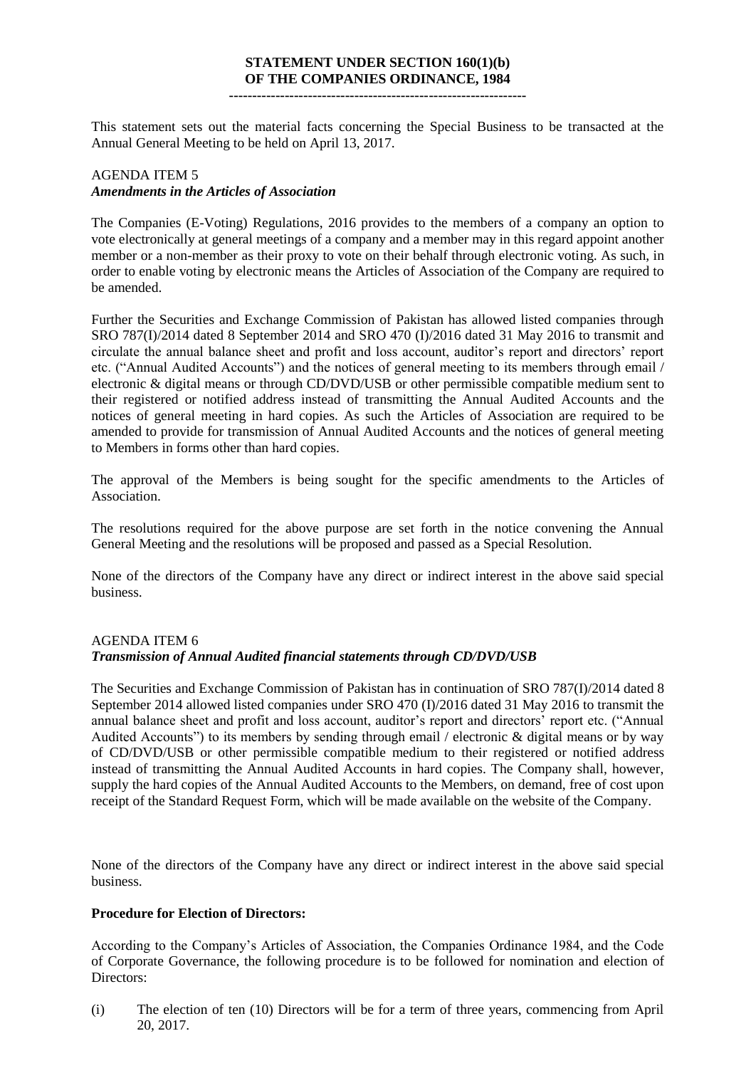**STATEMENT UNDER SECTION 160(1)(b)**
**OF THE COMPANIES ORDINANCE, 1984**

---

This statement sets out the material facts concerning the Special Business to be transacted at the Annual General Meeting to be held on April 13, 2017.

AGENDA ITEM 5
***Amendments in the Articles of Association***

The Companies (E-Voting) Regulations, 2016 provides to the members of a company an option to vote electronically at general meetings of a company and a member may in this regard appoint another member or a non-member as their proxy to vote on their behalf through electronic voting. As such, in order to enable voting by electronic means the Articles of Association of the Company are required to be amended.

Further the Securities and Exchange Commission of Pakistan has allowed listed companies through SRO 787(I)/2014 dated 8 September 2014 and SRO 470 (I)/2016 dated 31 May 2016 to transmit and circulate the annual balance sheet and profit and loss account, auditor's report and directors' report etc. ("Annual Audited Accounts") and the notices of general meeting to its members through email / electronic & digital means or through CD/DVD/USB or other permissible compatible medium sent to their registered or notified address instead of transmitting the Annual Audited Accounts and the notices of general meeting in hard copies. As such the Articles of Association are required to be amended to provide for transmission of Annual Audited Accounts and the notices of general meeting to Members in forms other than hard copies.

The approval of the Members is being sought for the specific amendments to the Articles of Association.

The resolutions required for the above purpose are set forth in the notice convening the Annual General Meeting and the resolutions will be proposed and passed as a Special Resolution.

None of the directors of the Company have any direct or indirect interest in the above said special business.

AGENDA ITEM 6
***Transmission of Annual Audited financial statements through CD/DVD/USB***

The Securities and Exchange Commission of Pakistan has in continuation of SRO 787(I)/2014 dated 8 September 2014 allowed listed companies under SRO 470 (I)/2016 dated 31 May 2016 to transmit the annual balance sheet and profit and loss account, auditor's report and directors' report etc. ("Annual Audited Accounts") to its members by sending through email / electronic & digital means or by way of CD/DVD/USB or other permissible compatible medium to their registered or notified address instead of transmitting the Annual Audited Accounts in hard copies. The Company shall, however, supply the hard copies of the Annual Audited Accounts to the Members, on demand, free of cost upon receipt of the Standard Request Form, which will be made available on the website of the Company.

None of the directors of the Company have any direct or indirect interest in the above said special business.

**Procedure for Election of Directors:**

According to the Company's Articles of Association, the Companies Ordinance 1984, and the Code of Corporate Governance, the following procedure is to be followed for nomination and election of Directors:

(i) The election of ten (10) Directors will be for a term of three years, commencing from April 20, 2017.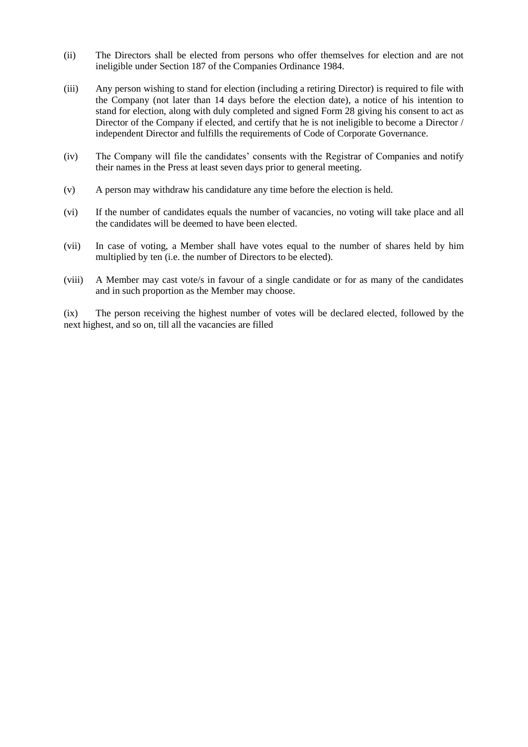(ii) The Directors shall be elected from persons who offer themselves for election and are not ineligible under Section 187 of the Companies Ordinance 1984.

(iii) Any person wishing to stand for election (including a retiring Director) is required to file with the Company (not later than 14 days before the election date), a notice of his intention to stand for election, along with duly completed and signed Form 28 giving his consent to act as Director of the Company if elected, and certify that he is not ineligible to become a Director / independent Director and fulfills the requirements of Code of Corporate Governance.

(iv) The Company will file the candidates' consents with the Registrar of Companies and notify their names in the Press at least seven days prior to general meeting.

(v) A person may withdraw his candidature any time before the election is held.

(vi) If the number of candidates equals the number of vacancies, no voting will take place and all the candidates will be deemed to have been elected.

(vii) In case of voting, a Member shall have votes equal to the number of shares held by him multiplied by ten (i.e. the number of Directors to be elected).

(viii) A Member may cast vote/s in favour of a single candidate or for as many of the candidates and in such proportion as the Member may choose.

(ix) The person receiving the highest number of votes will be declared elected, followed by the next highest, and so on, till all the vacancies are filled